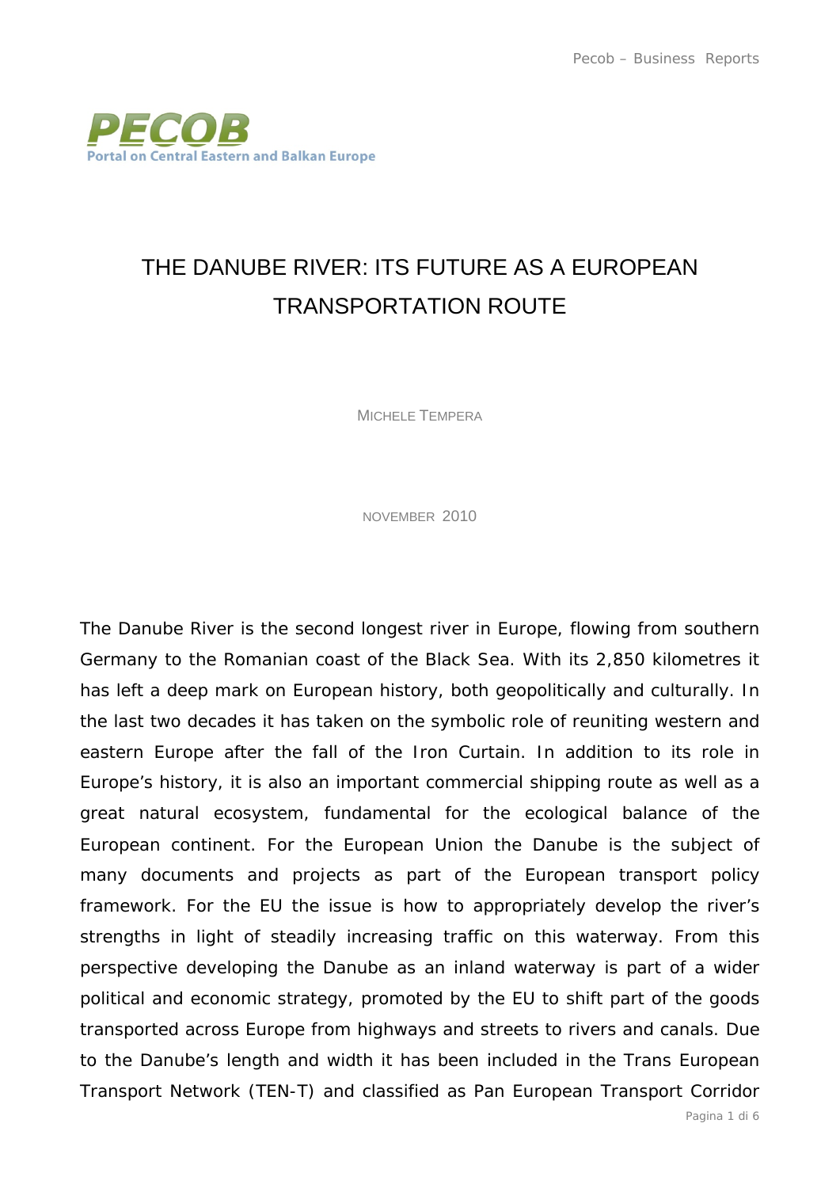# THE DANUBE RIVER: ITS FUTURE AS A EUROPEAN TRANSPORTATION ROUTE

MICHELE TEMPERA

NOVEMBER 2010

The Danube River is the second longest river in Europe, flowing from southern Germany to the Romanian coast of the Black Sea. With its 2,850 kilometres it has left a deep mark on European history, both geopolitically and culturally. In the last two decades it has taken on the symbolic role of reuniting western and eastern Europe after the fall of the Iron Curtain. In addition to its role in Europe's history, it is also an important commercial shipping route as well as a great natural ecosystem, fundamental for the ecological balance of the European continent. For the European Union the Danube is the subject of many documents and projects as part of the European transport policy framework. For the EU the issue is how to appropriately develop the river's strengths in light of steadily increasing traffic on this waterway. From this perspective developing the Danube as an inland waterway is part of a wider political and economic strategy, promoted by the EU to shift part of the goods transported across Europe from highways and streets to rivers and canals. Due to the Danube's length and width it has been included in the Trans European Transport Network (TEN-T) and classified as Pan European Transport Corridor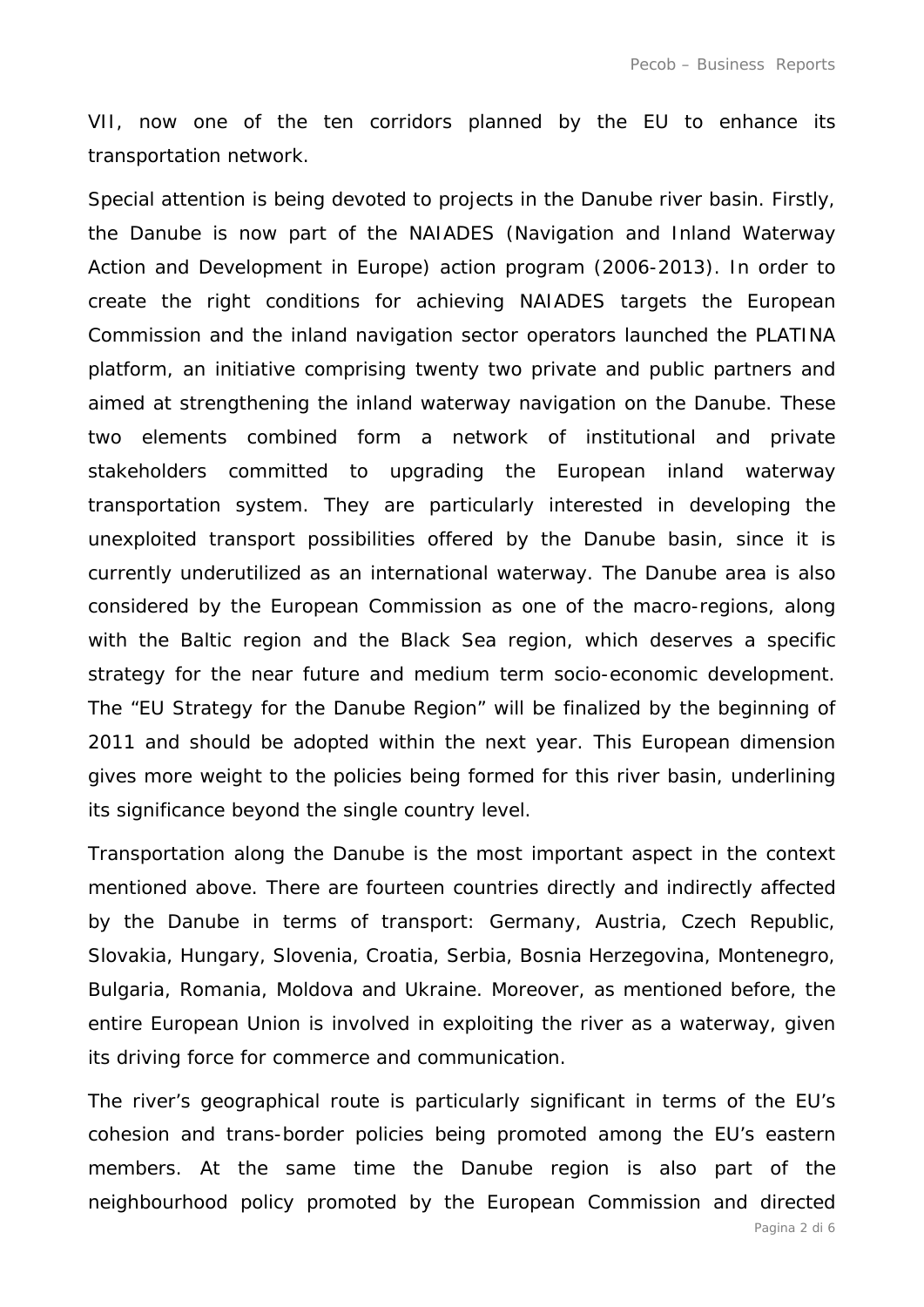VII, now one of the ten corridors planned by the EU to enhance its transportation network.

Special attention is being devoted to projects in the Danube river basin. Firstly, the Danube is now part of the NAIADES (Navigation and Inland Waterway Action and Development in Europe) action program (2006-2013). In order to create the right conditions for achieving NAIADES targets the European Commission and the inland navigation sector operators launched the PLATINA platform, an initiative comprising twenty two private and public partners and aimed at strengthening the inland waterway navigation on the Danube. These two elements combined form a network of institutional and private stakeholders committed to upgrading the European inland waterway transportation system. They are particularly interested in developing the unexploited transport possibilities offered by the Danube basin, since it is currently underutilized as an international waterway. The Danube area is also considered by the European Commission as one of the macro-regions, along with the Baltic region and the Black Sea region, which deserves a specific strategy for the near future and medium term socio-economic development. The "EU Strategy for the Danube Region" will be finalized by the beginning of 2011 and should be adopted within the next year. This European dimension gives more weight to the policies being formed for this river basin, underlining its significance beyond the single country level.

Transportation along the Danube is the most important aspect in the context mentioned above. There are fourteen countries directly and indirectly affected by the Danube in terms of transport: Germany, Austria, Czech Republic, Slovakia, Hungary, Slovenia, Croatia, Serbia, Bosnia Herzegovina, Montenegro, Bulgaria, Romania, Moldova and Ukraine. Moreover, as mentioned before, the entire European Union is involved in exploiting the river as a waterway, given its driving force for commerce and communication.

The river's geographical route is particularly significant in terms of the EU's cohesion and trans-border policies being promoted among the EU's eastern members. At the same time the Danube region is also part of the neighbourhood policy promoted by the European Commission and directed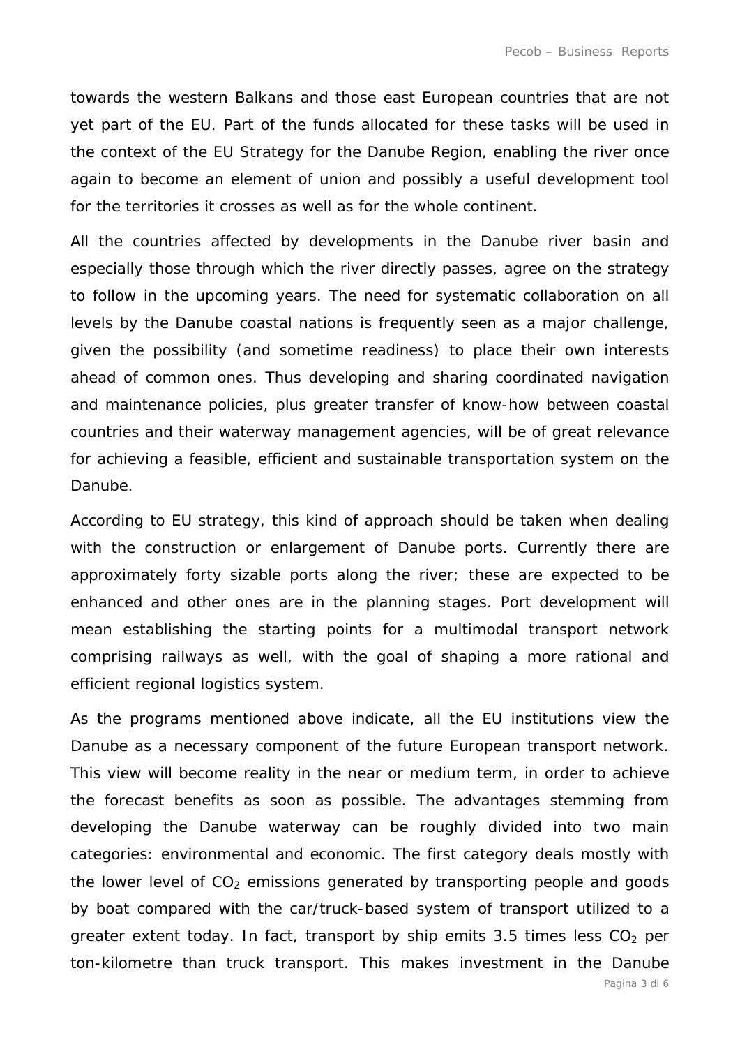towards the western Balkans and those east European countries that are not yet part of the EU. Part of the funds allocated for these tasks will be used in the context of the EU Strategy for the Danube Region, enabling the river once again to become an element of union and possibly a useful development tool for the territories it crosses as well as for the whole continent.

All the countries affected by developments in the Danube river basin and especially those through which the river directly passes, agree on the strategy to follow in the upcoming years. The need for systematic collaboration on all levels by the Danube coastal nations is frequently seen as a major challenge, given the possibility (and sometime readiness) to place their own interests ahead of common ones. Thus developing and sharing coordinated navigation and maintenance policies, plus greater transfer of know-how between coastal countries and their waterway management agencies, will be of great relevance for achieving a feasible, efficient and sustainable transportation system on the Danube.

According to EU strategy, this kind of approach should be taken when dealing with the construction or enlargement of Danube ports. Currently there are approximately forty sizable ports along the river; these are expected to be enhanced and other ones are in the planning stages. Port development will mean establishing the starting points for a multimodal transport network comprising railways as well, with the goal of shaping a more rational and efficient regional logistics system.

As the programs mentioned above indicate, all the EU institutions view the Danube as a necessary component of the future European transport network. This view will become reality in the near or medium term, in order to achieve the forecast benefits as soon as possible. The advantages stemming from developing the Danube waterway can be roughly divided into two main categories: environmental and economic. The first category deals mostly with the lower level of $CO_2$ emissions generated by transporting people and goods by boat compared with the car/truck-based system of transport utilized to a greater extent today. In fact, transport by ship emits 3.5 times less $CO_2$ per ton-kilometre than truck transport. This makes investment in the Danube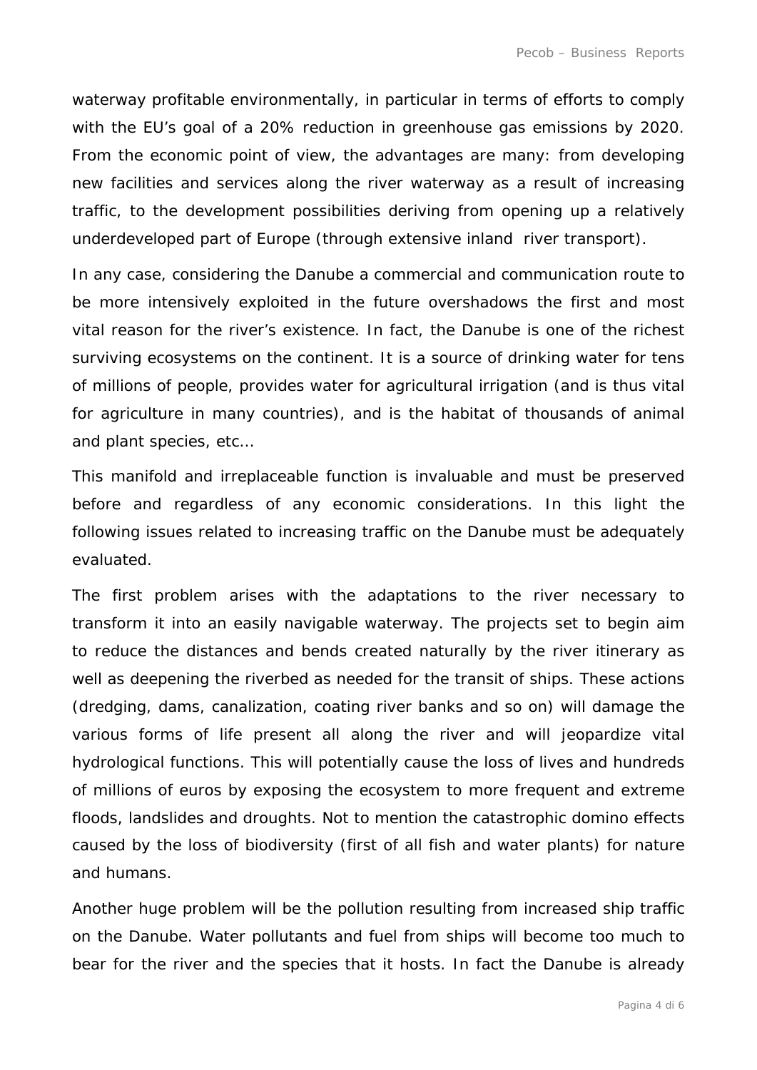waterway profitable environmentally, in particular in terms of efforts to comply with the EU's goal of a 20% reduction in greenhouse gas emissions by 2020. From the economic point of view, the advantages are many: from developing new facilities and services along the river waterway as a result of increasing traffic, to the development possibilities deriving from opening up a relatively underdeveloped part of Europe (through extensive inland river transport).

In any case, considering the Danube a commercial and communication route to be more intensively exploited in the future overshadows the first and most vital reason for the river's existence. In fact, the Danube is one of the richest surviving ecosystems on the continent. It is a source of drinking water for tens of millions of people, provides water for agricultural irrigation (and is thus vital for agriculture in many countries), and is the habitat of thousands of animal and plant species, etc...

This manifold and irreplaceable function is invaluable and must be preserved before and regardless of any economic considerations. In this light the following issues related to increasing traffic on the Danube must be adequately evaluated.

The first problem arises with the adaptations to the river necessary to transform it into an easily navigable waterway. The projects set to begin aim to reduce the distances and bends created naturally by the river itinerary as well as deepening the riverbed as needed for the transit of ships. These actions (dredging, dams, canalization, coating river banks and so on) will damage the various forms of life present all along the river and will jeopardize vital hydrological functions. This will potentially cause the loss of lives and hundreds of millions of euros by exposing the ecosystem to more frequent and extreme floods, landslides and droughts. Not to mention the catastrophic domino effects caused by the loss of biodiversity (first of all fish and water plants) for nature and humans.

Another huge problem will be the pollution resulting from increased ship traffic on the Danube. Water pollutants and fuel from ships will become too much to bear for the river and the species that it hosts. In fact the Danube is already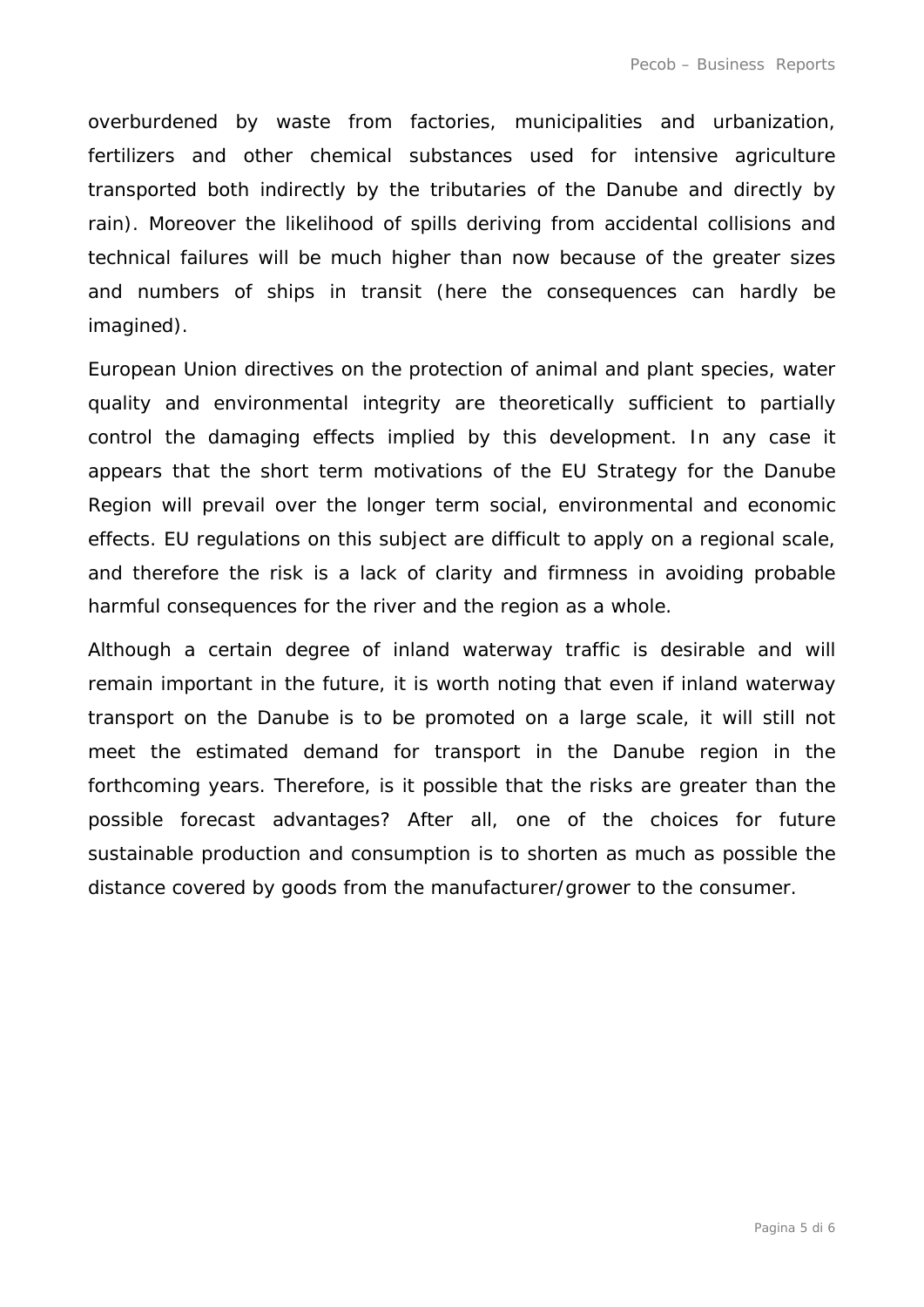overburdened by waste from factories, municipalities and urbanization, fertilizers and other chemical substances used for intensive agriculture transported both indirectly by the tributaries of the Danube and directly by rain). Moreover the likelihood of spills deriving from accidental collisions and technical failures will be much higher than now because of the greater sizes and numbers of ships in transit (here the consequences can hardly be imagined).

European Union directives on the protection of animal and plant species, water quality and environmental integrity are theoretically sufficient to partially control the damaging effects implied by this development. In any case it appears that the short term motivations of the EU Strategy for the Danube Region will prevail over the longer term social, environmental and economic effects. EU regulations on this subject are difficult to apply on a regional scale, and therefore the risk is a lack of clarity and firmness in avoiding probable harmful consequences for the river and the region as a whole.

Although a certain degree of inland waterway traffic is desirable and will remain important in the future, it is worth noting that even if inland waterway transport on the Danube is to be promoted on a large scale, it will still not meet the estimated demand for transport in the Danube region in the forthcoming years. Therefore, is it possible that the risks are greater than the possible forecast advantages? After all, one of the choices for future sustainable production and consumption is to shorten as much as possible the distance covered by goods from the manufacturer/grower to the consumer.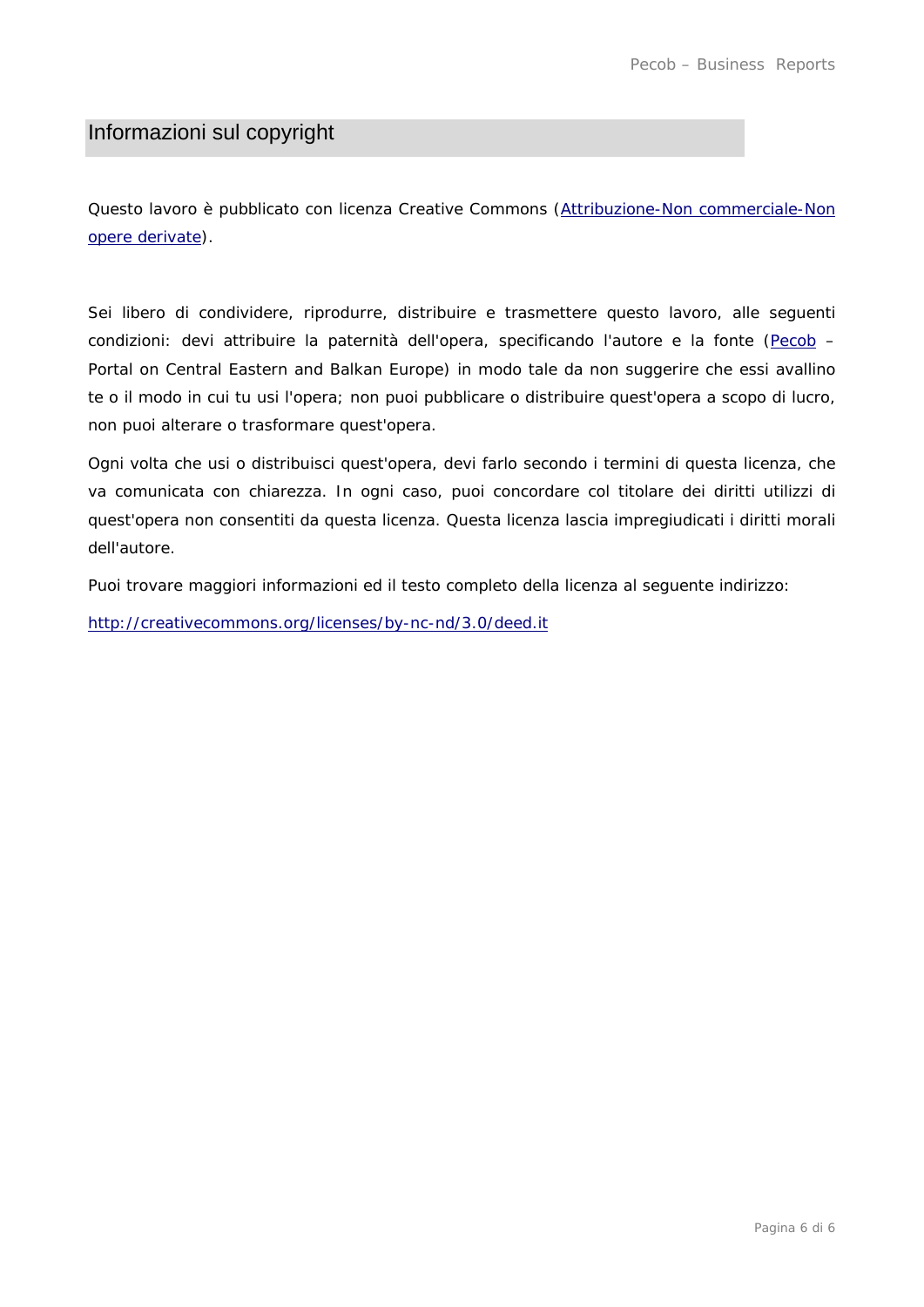## Informazioni sul copyright

Questo lavoro è pubblicato con licenza Creative Commons (Attribuzione-Non commerciale-Non opere derivate).

Sei libero di condividere, riprodurre, distribuire e trasmettere questo lavoro, alle seguenti condizioni: devi attribuire la paternità dell'opera, specificando l'autore e la fonte (Pecob – Portal on Central Eastern and Balkan Europe) in modo tale da non suggerire che essi avallino te o il modo in cui tu usi l'opera; non puoi pubblicare o distribuire quest'opera a scopo di lucro, non puoi alterare o trasformare quest'opera.

Ogni volta che usi o distribuisci quest'opera, devi farlo secondo i termini di questa licenza, che va comunicata con chiarezza. In ogni caso, puoi concordare col titolare dei diritti utilizzi di quest'opera non consentiti da questa licenza. Questa licenza lascia impregiudicati i diritti morali dell'autore.

Puoi trovare maggiori informazioni ed il testo completo della licenza al seguente indirizzo:

http://creativecommons.org/licenses/by-nc-nd/3.0/deed.it